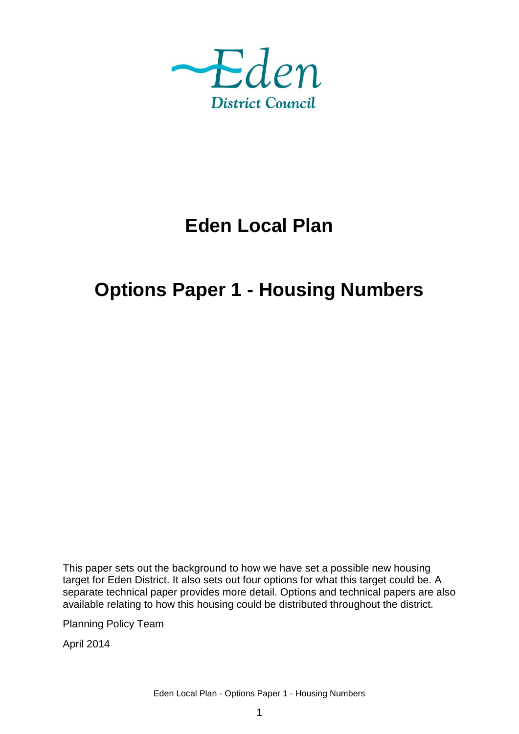Eden

District Council

# Eden Local Plan

# Options Paper 1 - Housing Numbers

This paper sets out the background to how we have set a possible new housing target for Eden District. It also sets out four options for what this target could be. A separate technical paper provides more detail. Options and technical papers are also available relating to how this housing could be distributed throughout the district.

Planning Policy Team

April 2014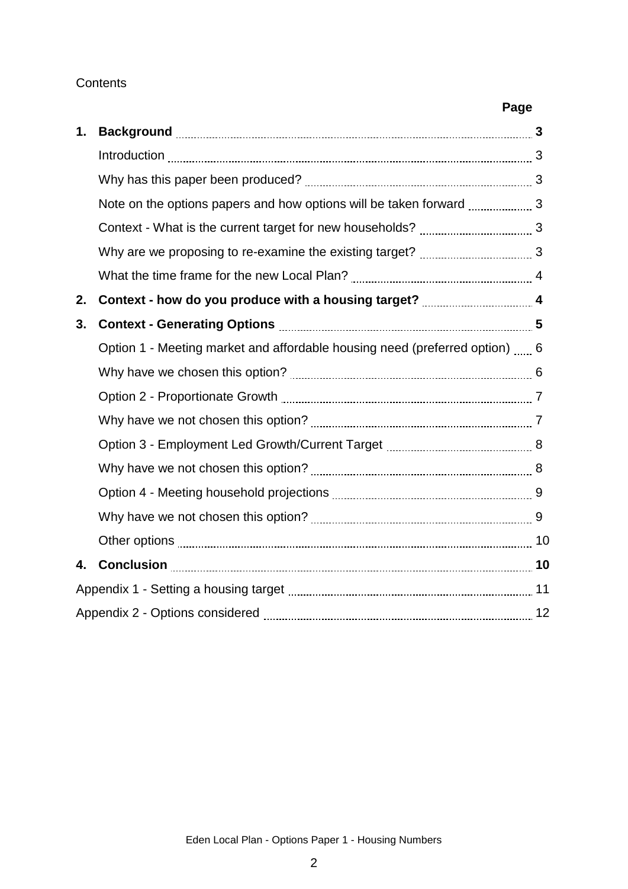Contents

| | | Page |
|---|---|---|
| **1.** | **Background** | **3** |
| | Introduction | 3 |
| | Why has this paper been produced? | 3 |
| | Note on the options papers and how options will be taken forward | 3 |
| | Context - What is the current target for new households? | 3 |
| | Why are we proposing to re-examine the existing target? | 3 |
| | What the time frame for the new Local Plan? | 4 |
| **2.** | **Context - how do you produce with a housing target?** | **4** |
| **3.** | **Context - Generating Options** | **5** |
| | Option 1 - Meeting market and affordable housing need (preferred option) | 6 |
| | Why have we chosen this option? | 6 |
| | Option 2 - Proportionate Growth | 7 |
| | Why have we not chosen this option? | 7 |
| | Option 3 - Employment Led Growth/Current Target | 8 |
| | Why have we not chosen this option? | 8 |
| | Option 4 - Meeting household projections | 9 |
| | Why have we not chosen this option? | 9 |
| | Other options | 10 |
| **4.** | **Conclusion** | **10** |
| Appendix 1 - Setting a housing target | | 11 |
| Appendix 2 - Options considered | | 12 |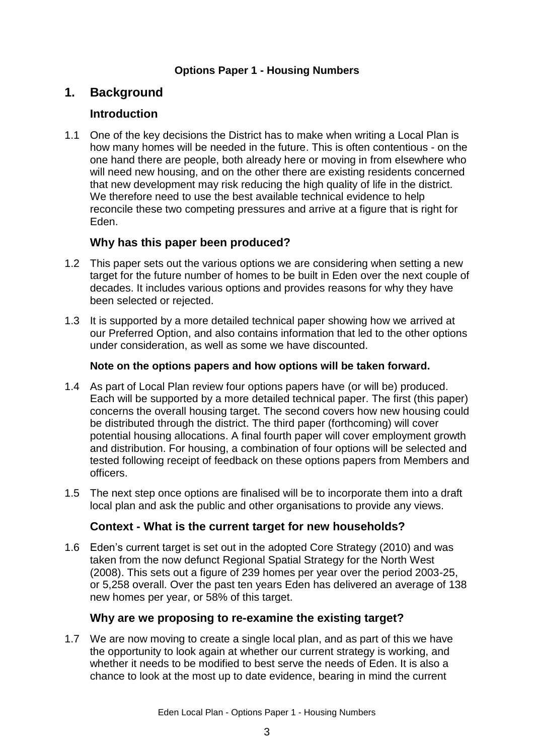**Options Paper 1 - Housing Numbers**

## 1. Background

### Introduction

1.1 One of the key decisions the District has to make when writing a Local Plan is how many homes will be needed in the future. This is often contentious - on the one hand there are people, both already here or moving in from elsewhere who will need new housing, and on the other there are existing residents concerned that new development may risk reducing the high quality of life in the district. We therefore need to use the best available technical evidence to help reconcile these two competing pressures and arrive at a figure that is right for Eden.

### Why has this paper been produced?

1.2 This paper sets out the various options we are considering when setting a new target for the future number of homes to be built in Eden over the next couple of decades. It includes various options and provides reasons for why they have been selected or rejected.

1.3 It is supported by a more detailed technical paper showing how we arrived at our Preferred Option, and also contains information that led to the other options under consideration, as well as some we have discounted.

**Note on the options papers and how options will be taken forward.**

1.4 As part of Local Plan review four options papers have (or will be) produced. Each will be supported by a more detailed technical paper. The first (this paper) concerns the overall housing target. The second covers how new housing could be distributed through the district. The third paper (forthcoming) will cover potential housing allocations. A final fourth paper will cover employment growth and distribution. For housing, a combination of four options will be selected and tested following receipt of feedback on these options papers from Members and officers.

1.5 The next step once options are finalised will be to incorporate them into a draft local plan and ask the public and other organisations to provide any views.

### Context - What is the current target for new households?

1.6 Eden's current target is set out in the adopted Core Strategy (2010) and was taken from the now defunct Regional Spatial Strategy for the North West (2008). This sets out a figure of 239 homes per year over the period 2003-25, or 5,258 overall. Over the past ten years Eden has delivered an average of 138 new homes per year, or 58% of this target.

### Why are we proposing to re-examine the existing target?

1.7 We are now moving to create a single local plan, and as part of this we have the opportunity to look again at whether our current strategy is working, and whether it needs to be modified to best serve the needs of Eden. It is also a chance to look at the most up to date evidence, bearing in mind the current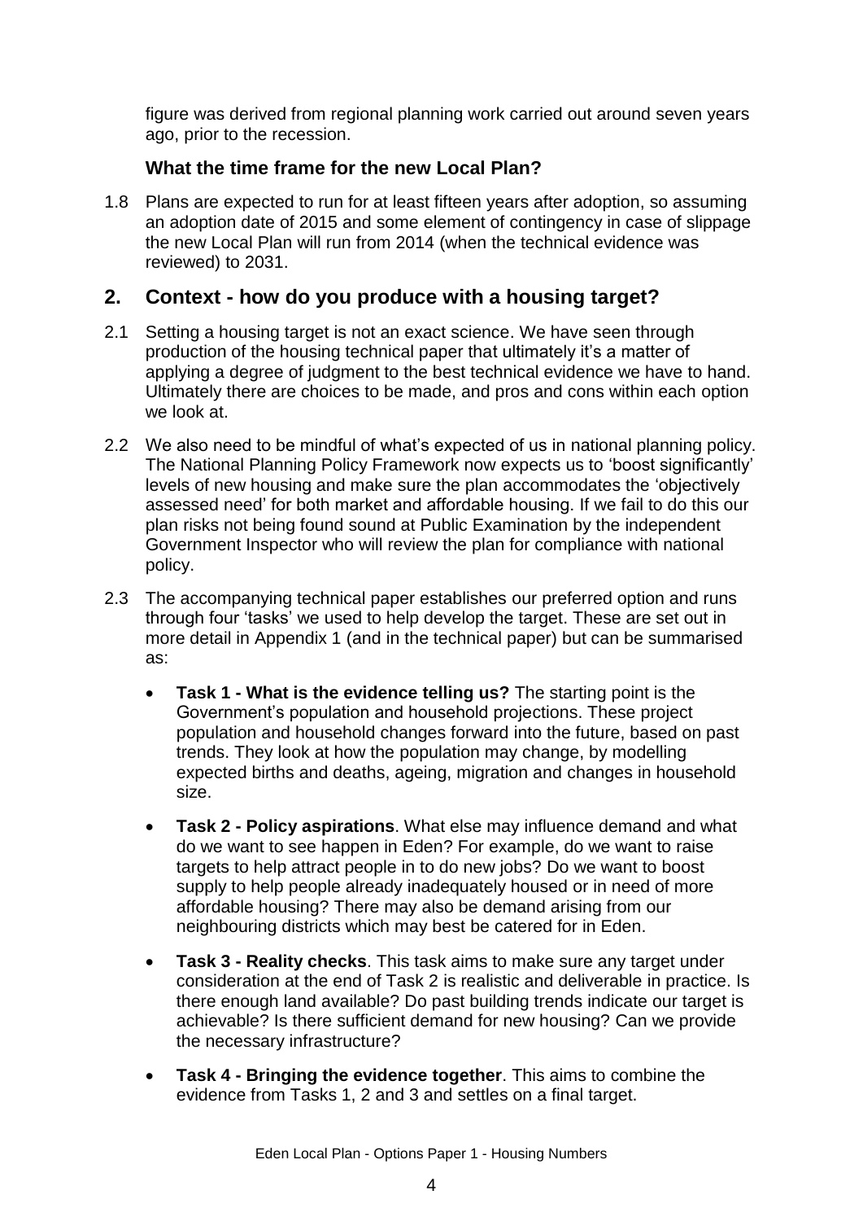figure was derived from regional planning work carried out around seven years ago, prior to the recession.

### What the time frame for the new Local Plan?

1.8 Plans are expected to run for at least fifteen years after adoption, so assuming an adoption date of 2015 and some element of contingency in case of slippage the new Local Plan will run from 2014 (when the technical evidence was reviewed) to 2031.

## 2. Context - how do you produce with a housing target?

2.1 Setting a housing target is not an exact science. We have seen through production of the housing technical paper that ultimately it's a matter of applying a degree of judgment to the best technical evidence we have to hand. Ultimately there are choices to be made, and pros and cons within each option we look at.

2.2 We also need to be mindful of what's expected of us in national planning policy. The National Planning Policy Framework now expects us to 'boost significantly' levels of new housing and make sure the plan accommodates the 'objectively assessed need' for both market and affordable housing. If we fail to do this our plan risks not being found sound at Public Examination by the independent Government Inspector who will review the plan for compliance with national policy.

2.3 The accompanying technical paper establishes our preferred option and runs through four 'tasks' we used to help develop the target. These are set out in more detail in Appendix 1 (and in the technical paper) but can be summarised as:

- **Task 1 - What is the evidence telling us?** The starting point is the Government's population and household projections. These project population and household changes forward into the future, based on past trends. They look at how the population may change, by modelling expected births and deaths, ageing, migration and changes in household size.
- **Task 2 - Policy aspirations**. What else may influence demand and what do we want to see happen in Eden? For example, do we want to raise targets to help attract people in to do new jobs? Do we want to boost supply to help people already inadequately housed or in need of more affordable housing? There may also be demand arising from our neighbouring districts which may best be catered for in Eden.
- **Task 3 - Reality checks**. This task aims to make sure any target under consideration at the end of Task 2 is realistic and deliverable in practice. Is there enough land available? Do past building trends indicate our target is achievable? Is there sufficient demand for new housing? Can we provide the necessary infrastructure?
- **Task 4 - Bringing the evidence together**. This aims to combine the evidence from Tasks 1, 2 and 3 and settles on a final target.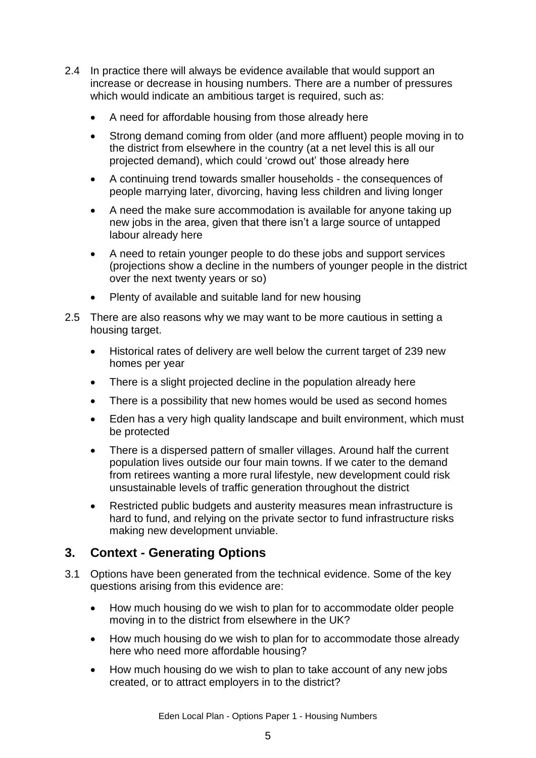2.4 In practice there will always be evidence available that would support an increase or decrease in housing numbers. There are a number of pressures which would indicate an ambitious target is required, such as:

- A need for affordable housing from those already here
- Strong demand coming from older (and more affluent) people moving in to the district from elsewhere in the country (at a net level this is all our projected demand), which could 'crowd out' those already here
- A continuing trend towards smaller households - the consequences of people marrying later, divorcing, having less children and living longer
- A need the make sure accommodation is available for anyone taking up new jobs in the area, given that there isn't a large source of untapped labour already here
- A need to retain younger people to do these jobs and support services (projections show a decline in the numbers of younger people in the district over the next twenty years or so)
- Plenty of available and suitable land for new housing

2.5 There are also reasons why we may want to be more cautious in setting a housing target.

- Historical rates of delivery are well below the current target of 239 new homes per year
- There is a slight projected decline in the population already here
- There is a possibility that new homes would be used as second homes
- Eden has a very high quality landscape and built environment, which must be protected
- There is a dispersed pattern of smaller villages. Around half the current population lives outside our four main towns. If we cater to the demand from retirees wanting a more rural lifestyle, new development could risk unsustainable levels of traffic generation throughout the district
- Restricted public budgets and austerity measures mean infrastructure is hard to fund, and relying on the private sector to fund infrastructure risks making new development unviable.

## 3. Context - Generating Options

3.1 Options have been generated from the technical evidence. Some of the key questions arising from this evidence are:

- How much housing do we wish to plan for to accommodate older people moving in to the district from elsewhere in the UK?
- How much housing do we wish to plan for to accommodate those already here who need more affordable housing?
- How much housing do we wish to plan to take account of any new jobs created, or to attract employers in to the district?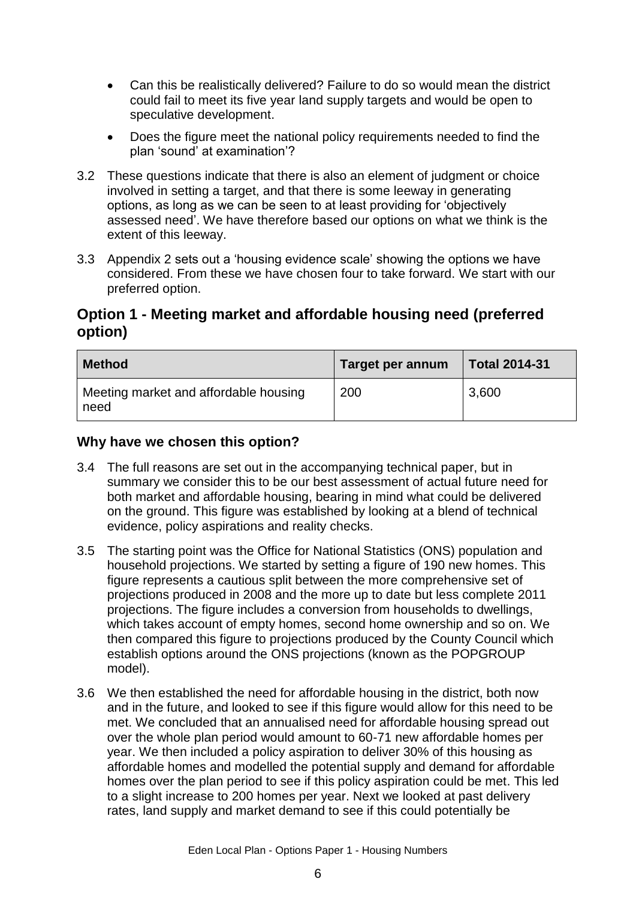- Can this be realistically delivered? Failure to do so would mean the district could fail to meet its five year land supply targets and would be open to speculative development.
- Does the figure meet the national policy requirements needed to find the plan 'sound' at examination'?

3.2 These questions indicate that there is also an element of judgment or choice involved in setting a target, and that there is some leeway in generating options, as long as we can be seen to at least providing for 'objectively assessed need'. We have therefore based our options on what we think is the extent of this leeway.

3.3 Appendix 2 sets out a 'housing evidence scale' showing the options we have considered. From these we have chosen four to take forward. We start with our preferred option.

## Option 1 - Meeting market and affordable housing need (preferred option)

| Method | Target per annum | Total 2014-31 |
|---|---|---|
| Meeting market and affordable housing need | 200 | 3,600 |

### Why have we chosen this option?

3.4 The full reasons are set out in the accompanying technical paper, but in summary we consider this to be our best assessment of actual future need for both market and affordable housing, bearing in mind what could be delivered on the ground. This figure was established by looking at a blend of technical evidence, policy aspirations and reality checks.

3.5 The starting point was the Office for National Statistics (ONS) population and household projections. We started by setting a figure of 190 new homes. This figure represents a cautious split between the more comprehensive set of projections produced in 2008 and the more up to date but less complete 2011 projections. The figure includes a conversion from households to dwellings, which takes account of empty homes, second home ownership and so on. We then compared this figure to projections produced by the County Council which establish options around the ONS projections (known as the POPGROUP model).

3.6 We then established the need for affordable housing in the district, both now and in the future, and looked to see if this figure would allow for this need to be met. We concluded that an annualised need for affordable housing spread out over the whole plan period would amount to 60-71 new affordable homes per year. We then included a policy aspiration to deliver 30% of this housing as affordable homes and modelled the potential supply and demand for affordable homes over the plan period to see if this policy aspiration could be met. This led to a slight increase to 200 homes per year. Next we looked at past delivery rates, land supply and market demand to see if this could potentially be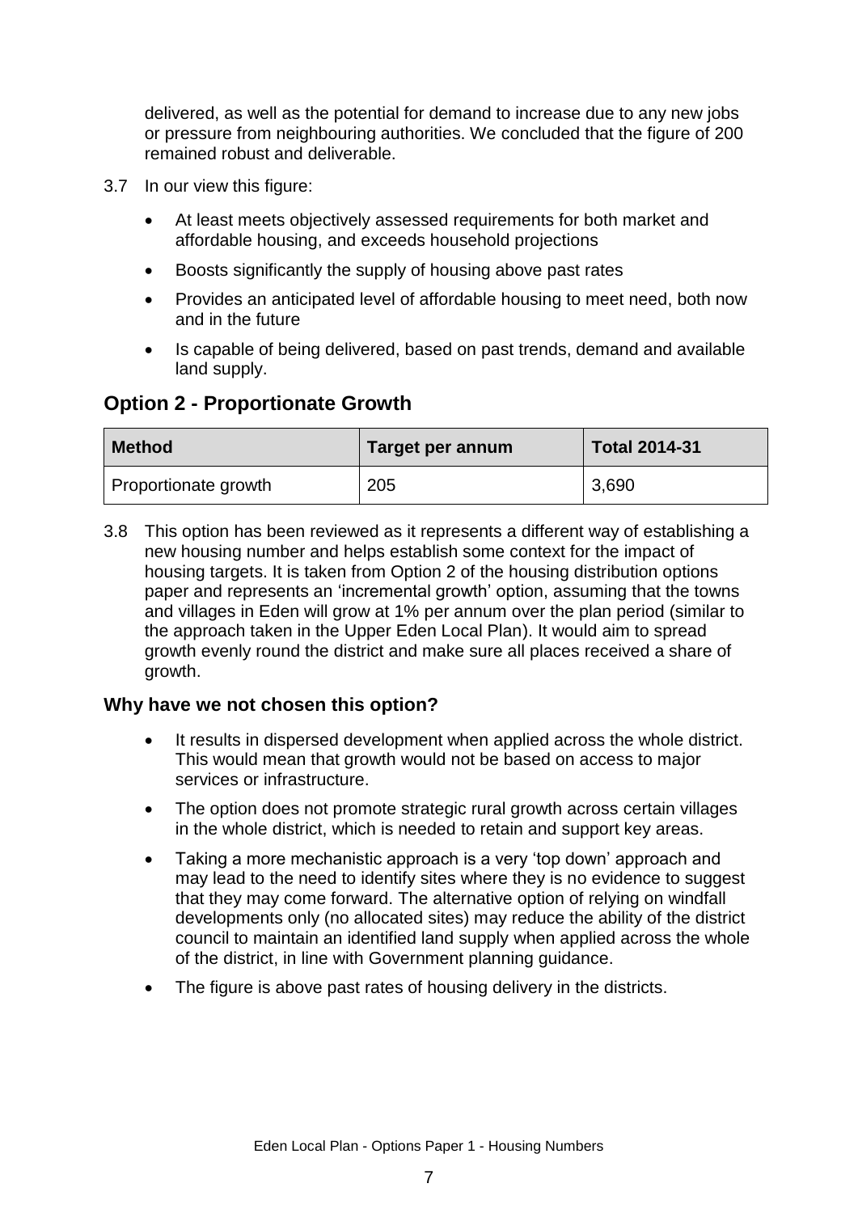delivered, as well as the potential for demand to increase due to any new jobs or pressure from neighbouring authorities. We concluded that the figure of 200 remained robust and deliverable.

3.7 In our view this figure:

- At least meets objectively assessed requirements for both market and affordable housing, and exceeds household projections
- Boosts significantly the supply of housing above past rates
- Provides an anticipated level of affordable housing to meet need, both now and in the future
- Is capable of being delivered, based on past trends, demand and available land supply.

## Option 2 - Proportionate Growth

| Method | Target per annum | Total 2014-31 |
|---|---|---|
| Proportionate growth | 205 | 3,690 |

3.8 This option has been reviewed as it represents a different way of establishing a new housing number and helps establish some context for the impact of housing targets. It is taken from Option 2 of the housing distribution options paper and represents an 'incremental growth' option, assuming that the towns and villages in Eden will grow at 1% per annum over the plan period (similar to the approach taken in the Upper Eden Local Plan). It would aim to spread growth evenly round the district and make sure all places received a share of growth.

### Why have we not chosen this option?

- It results in dispersed development when applied across the whole district. This would mean that growth would not be based on access to major services or infrastructure.
- The option does not promote strategic rural growth across certain villages in the whole district, which is needed to retain and support key areas.
- Taking a more mechanistic approach is a very 'top down' approach and may lead to the need to identify sites where they is no evidence to suggest that they may come forward. The alternative option of relying on windfall developments only (no allocated sites) may reduce the ability of the district council to maintain an identified land supply when applied across the whole of the district, in line with Government planning guidance.
- The figure is above past rates of housing delivery in the districts.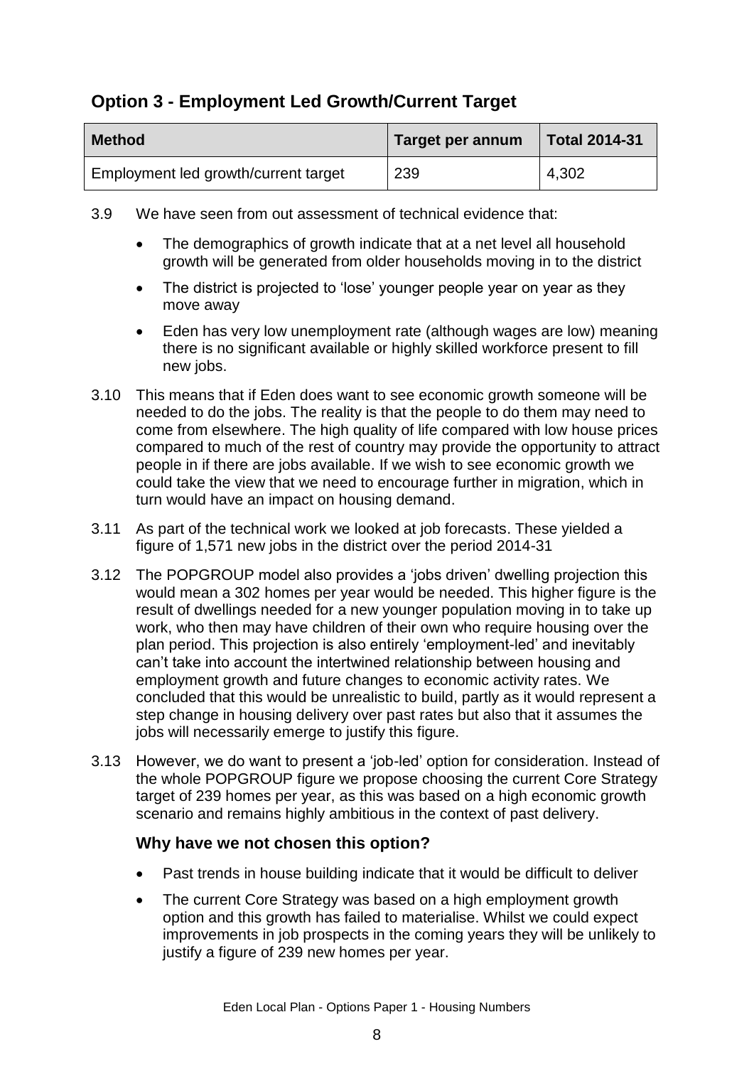## Option 3 - Employment Led Growth/Current Target

| Method | Target per annum | Total 2014-31 |
|---|---|---|
| Employment led growth/current target | 239 | 4,302 |

3.9 We have seen from out assessment of technical evidence that:

- The demographics of growth indicate that at a net level all household growth will be generated from older households moving in to the district
- The district is projected to 'lose' younger people year on year as they move away
- Eden has very low unemployment rate (although wages are low) meaning there is no significant available or highly skilled workforce present to fill new jobs.

3.10 This means that if Eden does want to see economic growth someone will be needed to do the jobs. The reality is that the people to do them may need to come from elsewhere. The high quality of life compared with low house prices compared to much of the rest of country may provide the opportunity to attract people in if there are jobs available. If we wish to see economic growth we could take the view that we need to encourage further in migration, which in turn would have an impact on housing demand.

3.11 As part of the technical work we looked at job forecasts. These yielded a figure of 1,571 new jobs in the district over the period 2014-31

3.12 The POPGROUP model also provides a 'jobs driven' dwelling projection this would mean a 302 homes per year would be needed. This higher figure is the result of dwellings needed for a new younger population moving in to take up work, who then may have children of their own who require housing over the plan period. This projection is also entirely 'employment-led' and inevitably can't take into account the intertwined relationship between housing and employment growth and future changes to economic activity rates. We concluded that this would be unrealistic to build, partly as it would represent a step change in housing delivery over past rates but also that it assumes the jobs will necessarily emerge to justify this figure.

3.13 However, we do want to present a 'job-led' option for consideration. Instead of the whole POPGROUP figure we propose choosing the current Core Strategy target of 239 homes per year, as this was based on a high economic growth scenario and remains highly ambitious in the context of past delivery.

### Why have we not chosen this option?

- Past trends in house building indicate that it would be difficult to deliver
- The current Core Strategy was based on a high employment growth option and this growth has failed to materialise. Whilst we could expect improvements in job prospects in the coming years they will be unlikely to justify a figure of 239 new homes per year.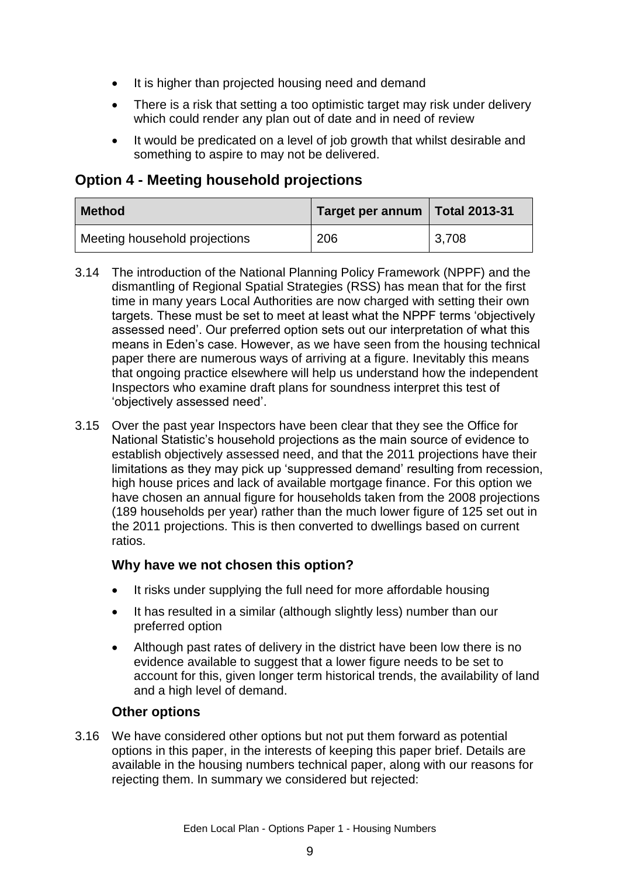- It is higher than projected housing need and demand
- There is a risk that setting a too optimistic target may risk under delivery which could render any plan out of date and in need of review
- It would be predicated on a level of job growth that whilst desirable and something to aspire to may not be delivered.

## Option 4 - Meeting household projections

| Method | Target per annum | Total 2013-31 |
|---|---|---|
| Meeting household projections | 206 | 3,708 |

3.14 The introduction of the National Planning Policy Framework (NPPF) and the dismantling of Regional Spatial Strategies (RSS) has mean that for the first time in many years Local Authorities are now charged with setting their own targets. These must be set to meet at least what the NPPF terms 'objectively assessed need'. Our preferred option sets out our interpretation of what this means in Eden's case. However, as we have seen from the housing technical paper there are numerous ways of arriving at a figure. Inevitably this means that ongoing practice elsewhere will help us understand how the independent Inspectors who examine draft plans for soundness interpret this test of 'objectively assessed need'.

3.15 Over the past year Inspectors have been clear that they see the Office for National Statistic's household projections as the main source of evidence to establish objectively assessed need, and that the 2011 projections have their limitations as they may pick up 'suppressed demand' resulting from recession, high house prices and lack of available mortgage finance. For this option we have chosen an annual figure for households taken from the 2008 projections (189 households per year) rather than the much lower figure of 125 set out in the 2011 projections. This is then converted to dwellings based on current ratios.

### Why have we not chosen this option?

- It risks under supplying the full need for more affordable housing
- It has resulted in a similar (although slightly less) number than our preferred option
- Although past rates of delivery in the district have been low there is no evidence available to suggest that a lower figure needs to be set to account for this, given longer term historical trends, the availability of land and a high level of demand.

### Other options

3.16 We have considered other options but not put them forward as potential options in this paper, in the interests of keeping this paper brief. Details are available in the housing numbers technical paper, along with our reasons for rejecting them. In summary we considered but rejected: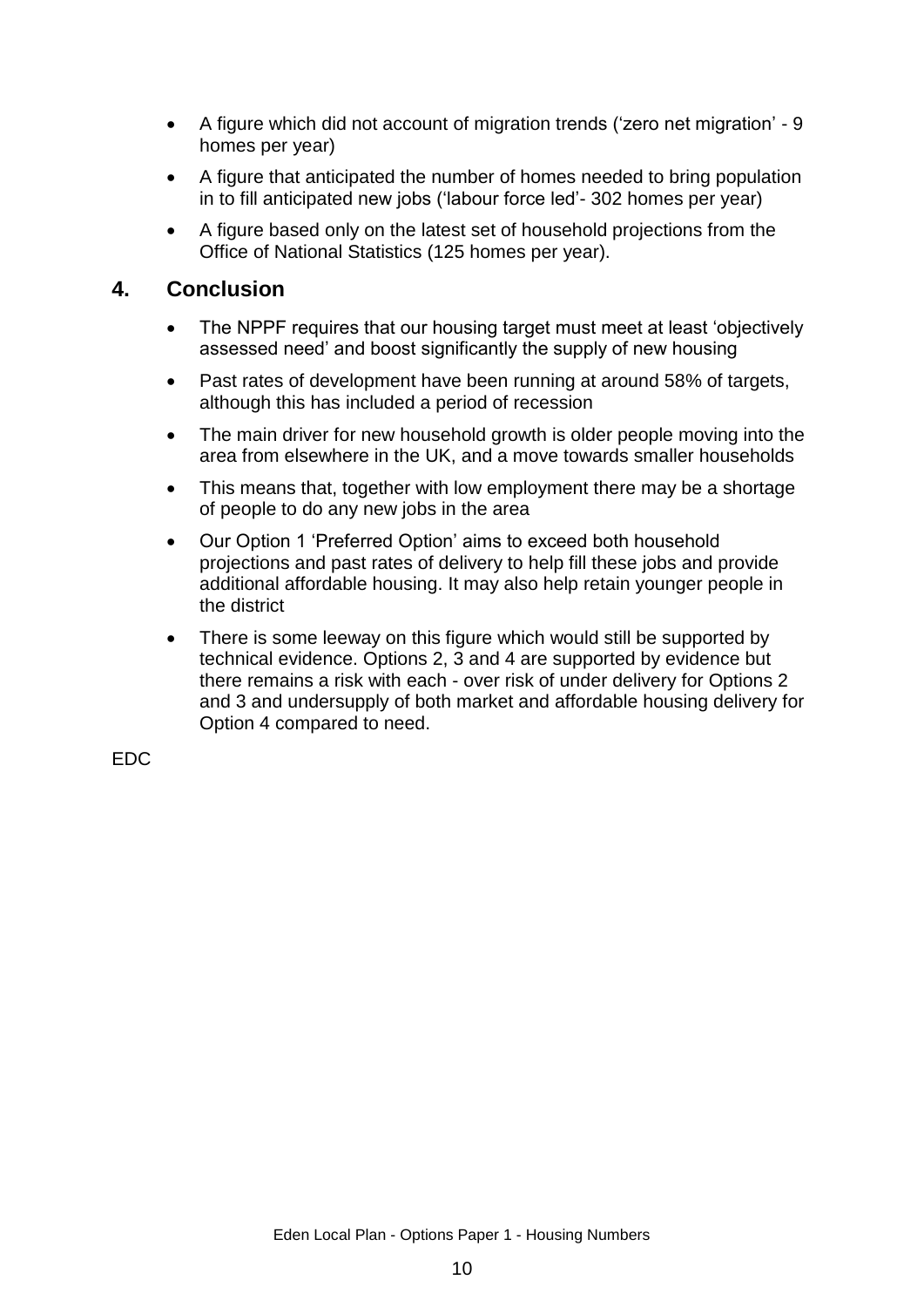- A figure which did not account of migration trends ('zero net migration' - 9 homes per year)
- A figure that anticipated the number of homes needed to bring population in to fill anticipated new jobs ('labour force led'- 302 homes per year)
- A figure based only on the latest set of household projections from the Office of National Statistics (125 homes per year).

## 4. Conclusion

- The NPPF requires that our housing target must meet at least 'objectively assessed need' and boost significantly the supply of new housing
- Past rates of development have been running at around 58% of targets, although this has included a period of recession
- The main driver for new household growth is older people moving into the area from elsewhere in the UK, and a move towards smaller households
- This means that, together with low employment there may be a shortage of people to do any new jobs in the area
- Our Option 1 'Preferred Option' aims to exceed both household projections and past rates of delivery to help fill these jobs and provide additional affordable housing. It may also help retain younger people in the district
- There is some leeway on this figure which would still be supported by technical evidence. Options 2, 3 and 4 are supported by evidence but there remains a risk with each - over risk of under delivery for Options 2 and 3 and undersupply of both market and affordable housing delivery for Option 4 compared to need.

EDC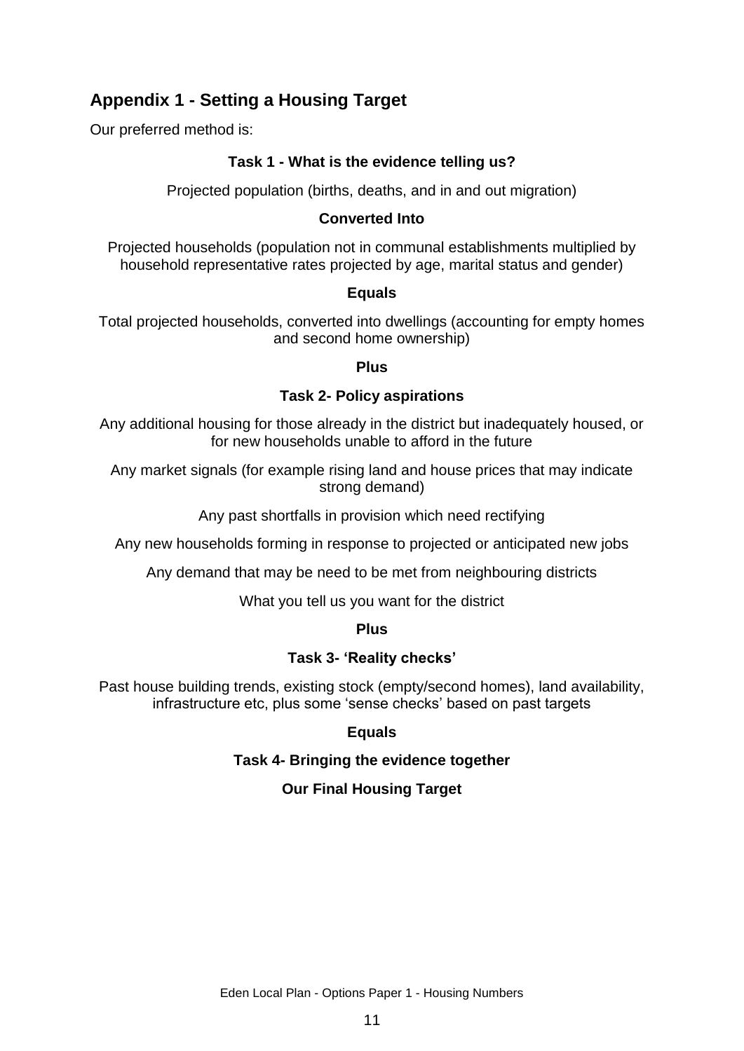## Appendix 1 - Setting a Housing Target

Our preferred method is:

**Task 1 - What is the evidence telling us?**

Projected population (births, deaths, and in and out migration)

**Converted Into**

Projected households (population not in communal establishments multiplied by household representative rates projected by age, marital status and gender)

**Equals**

Total projected households, converted into dwellings (accounting for empty homes and second home ownership)

**Plus**

**Task 2- Policy aspirations**

Any additional housing for those already in the district but inadequately housed, or for new households unable to afford in the future

Any market signals (for example rising land and house prices that may indicate strong demand)

Any past shortfalls in provision which need rectifying

Any new households forming in response to projected or anticipated new jobs

Any demand that may be need to be met from neighbouring districts

What you tell us you want for the district

**Plus**

**Task 3- 'Reality checks'**

Past house building trends, existing stock (empty/second homes), land availability, infrastructure etc, plus some 'sense checks' based on past targets

**Equals**

**Task 4- Bringing the evidence together**

**Our Final Housing Target**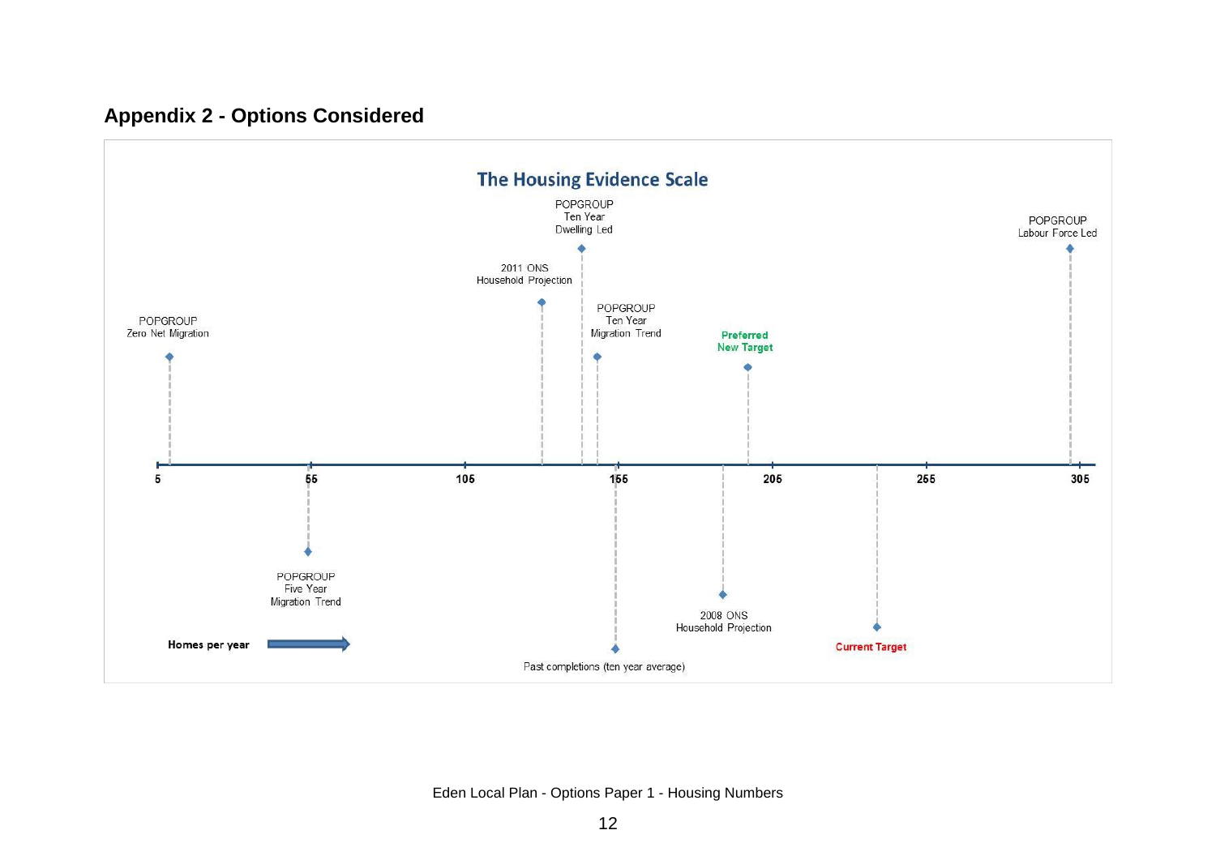## Appendix 2 - Options Considered

The Housing Evidence Scale

POPGROUP
Ten Year
Dwelling Led

POPGROUP
Labour Force Led

2011 ONS
Household Projection

POPGROUP
Ten Year
Migration Trend

POPGROUP
Zero Net Migration

Preferred
New Target

5

55

105

155

205

255

305

POPGROUP
Five Year
Migration Trend

2008 ONS
Household Projection

Homes per year

Current Target

Past completions (ten year average)

Eden Local Plan - Options Paper 1 - Housing Numbers